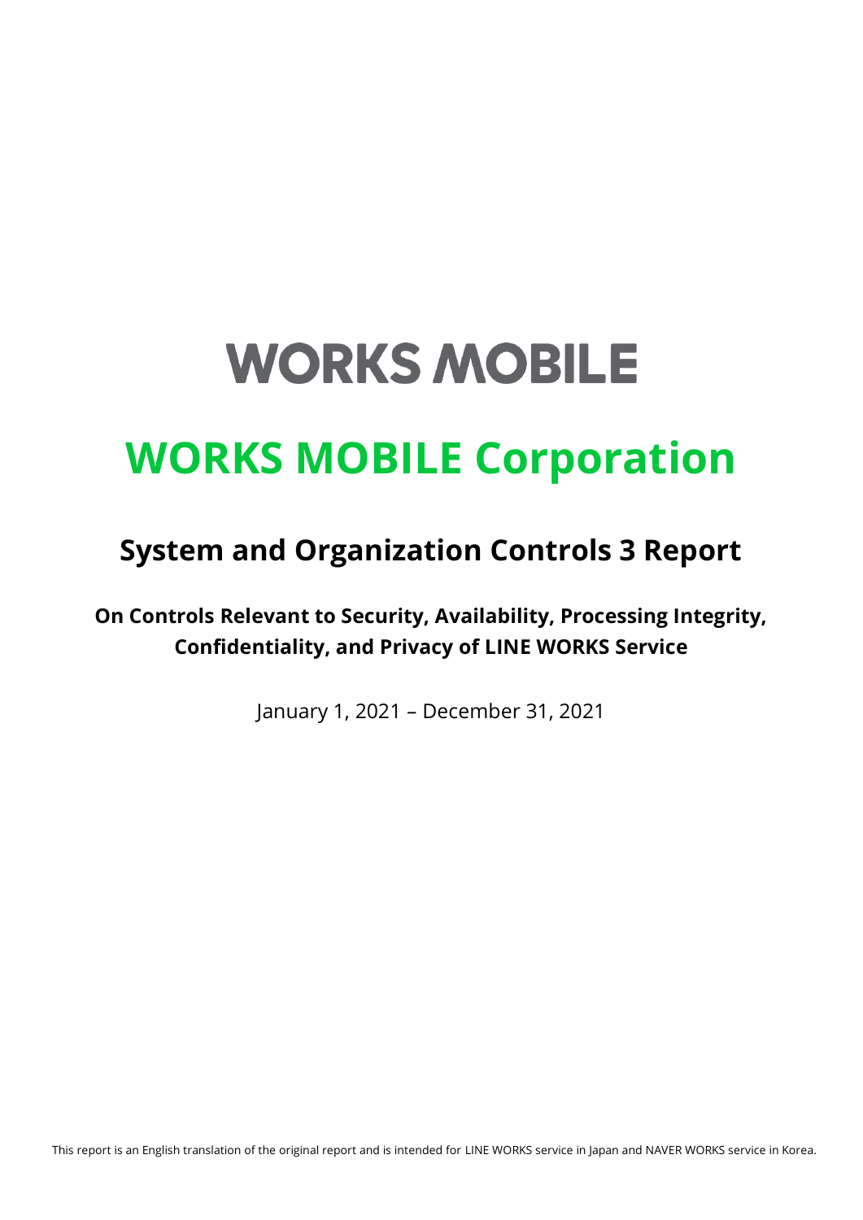WORKS MOBILE

# WORKS MOBILE Corporation

## System and Organization Controls 3 Report

### On Controls Relevant to Security, Availability, Processing Integrity, Confidentiality, and Privacy of LINE WORKS Service

January 1, 2021 – December 31, 2021

This report is an English translation of the original report and is intended for LINE WORKS service in Japan and NAVER WORKS service in Korea.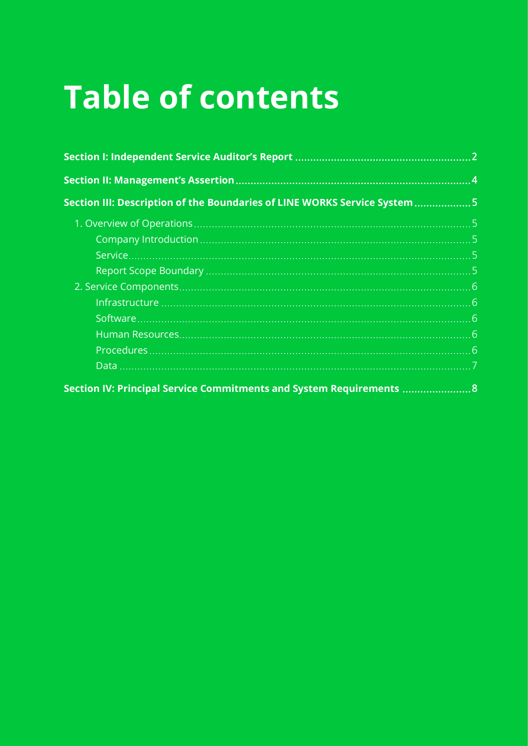# Table of contents

**Section I: Independent Service Auditor's Report** ........ 2

**Section II: Management's Assertion** ........ 4

**Section III: Description of the Boundaries of LINE WORKS Service System** ........ 5

- 1. Overview of Operations ........ 5
    - Company Introduction ........ 5
    - Service ........ 5
    - Report Scope Boundary ........ 5
- 2. Service Components ........ 6
    - Infrastructure ........ 6
    - Software ........ 6
    - Human Resources ........ 6
    - Procedures ........ 6
    - Data ........ 7

**Section IV: Principal Service Commitments and System Requirements** ........ 8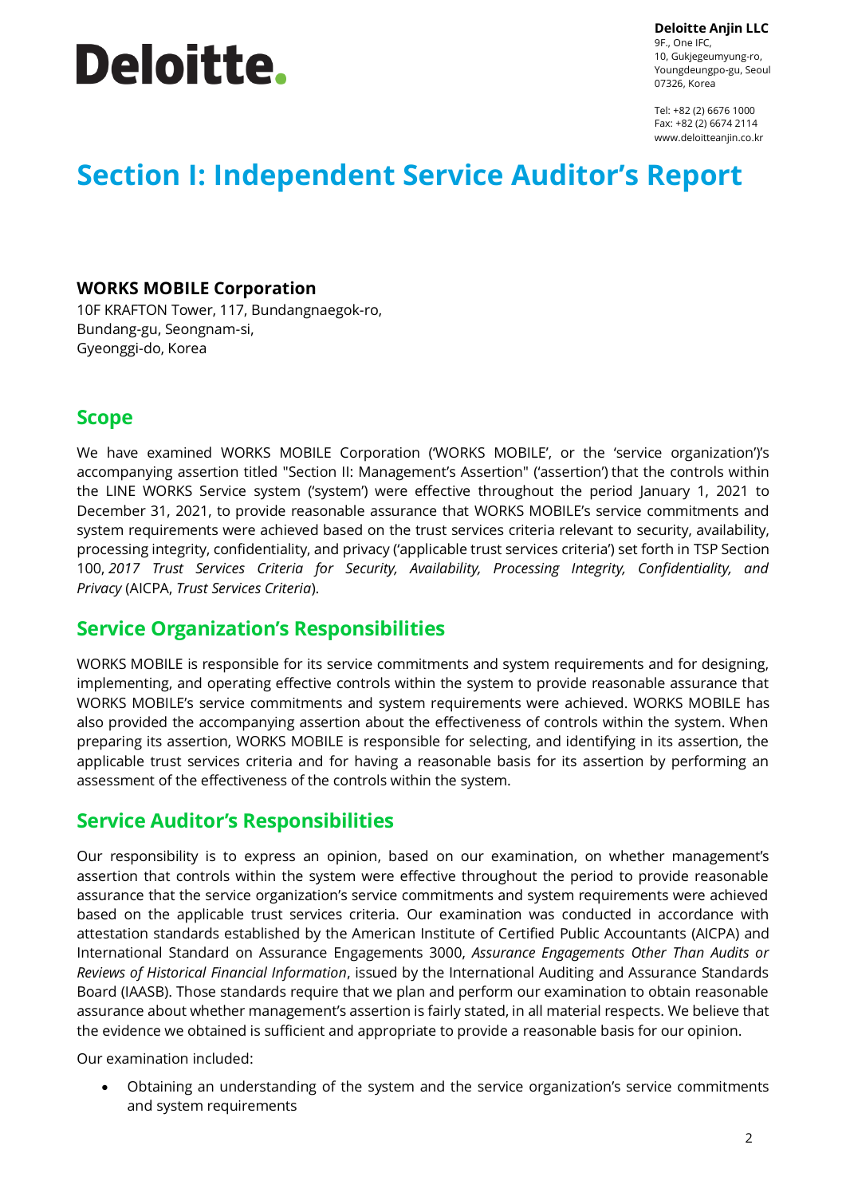Deloitte.

**Deloitte Anjin LLC**
9F., One IFC,
10, Gukjegeumyung-ro,
Youngdeungpo-gu, Seoul
07326, Korea

Tel: +82 (2) 6676 1000
Fax: +82 (2) 6674 2114
www.deloitteanjin.co.kr

# Section I: Independent Service Auditor's Report

**WORKS MOBILE Corporation**
10F KRAFTON Tower, 117, Bundangnaegok-ro,
Bundang-gu, Seongnam-si,
Gyeonggi-do, Korea

## Scope

We have examined WORKS MOBILE Corporation ('WORKS MOBILE', or the 'service organization')'s accompanying assertion titled "Section II: Management's Assertion" ('assertion') that the controls within the LINE WORKS Service system ('system') were effective throughout the period January 1, 2021 to December 31, 2021, to provide reasonable assurance that WORKS MOBILE's service commitments and system requirements were achieved based on the trust services criteria relevant to security, availability, processing integrity, confidentiality, and privacy ('applicable trust services criteria') set forth in TSP Section 100, *2017 Trust Services Criteria for Security, Availability, Processing Integrity, Confidentiality, and Privacy* (AICPA, *Trust Services Criteria*).

## Service Organization's Responsibilities

WORKS MOBILE is responsible for its service commitments and system requirements and for designing, implementing, and operating effective controls within the system to provide reasonable assurance that WORKS MOBILE's service commitments and system requirements were achieved. WORKS MOBILE has also provided the accompanying assertion about the effectiveness of controls within the system. When preparing its assertion, WORKS MOBILE is responsible for selecting, and identifying in its assertion, the applicable trust services criteria and for having a reasonable basis for its assertion by performing an assessment of the effectiveness of the controls within the system.

## Service Auditor's Responsibilities

Our responsibility is to express an opinion, based on our examination, on whether management's assertion that controls within the system were effective throughout the period to provide reasonable assurance that the service organization's service commitments and system requirements were achieved based on the applicable trust services criteria. Our examination was conducted in accordance with attestation standards established by the American Institute of Certified Public Accountants (AICPA) and International Standard on Assurance Engagements 3000, *Assurance Engagements Other Than Audits or Reviews of Historical Financial Information*, issued by the International Auditing and Assurance Standards Board (IAASB). Those standards require that we plan and perform our examination to obtain reasonable assurance about whether management's assertion is fairly stated, in all material respects. We believe that the evidence we obtained is sufficient and appropriate to provide a reasonable basis for our opinion.

Our examination included:

- Obtaining an understanding of the system and the service organization's service commitments and system requirements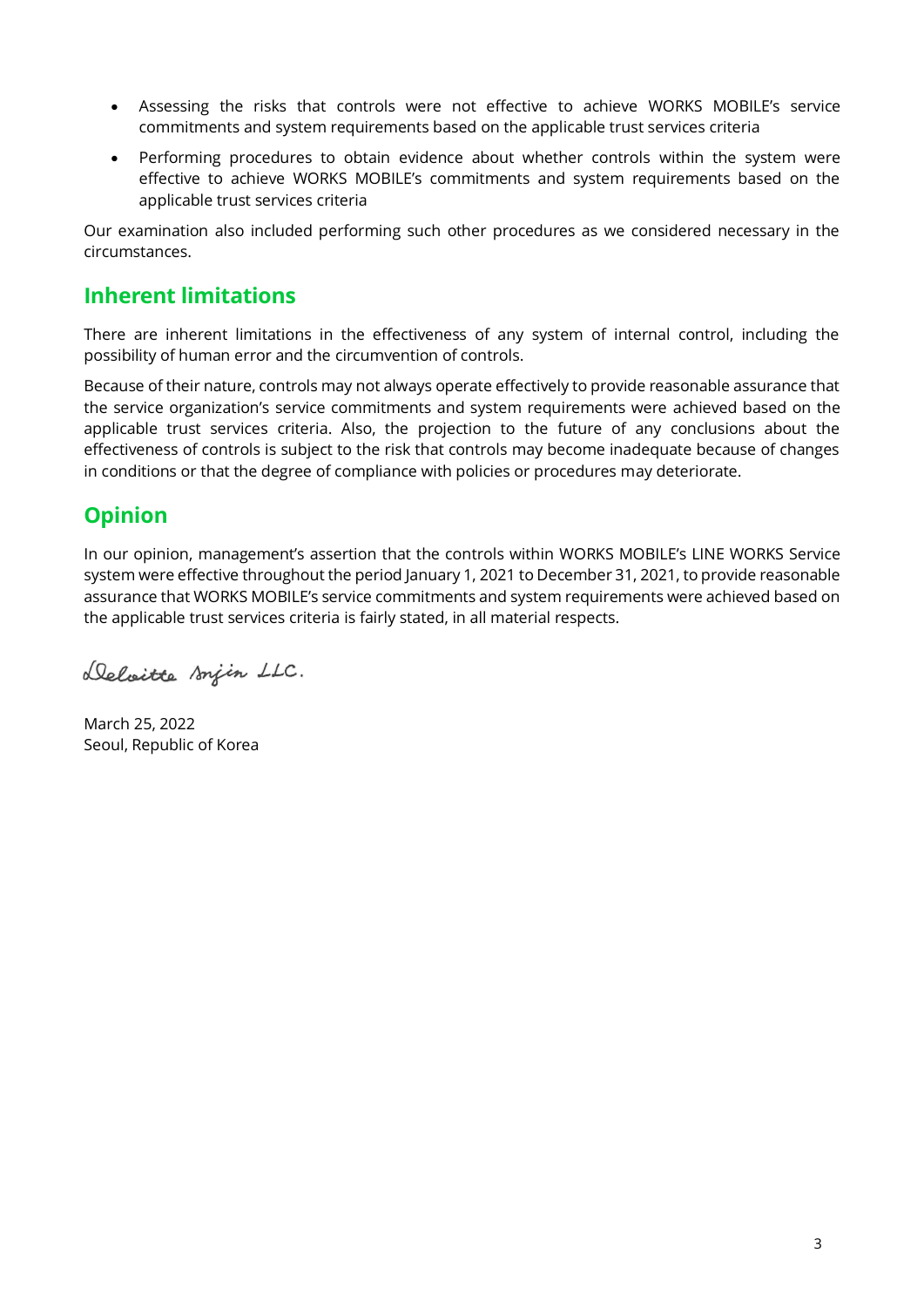- Assessing the risks that controls were not effective to achieve WORKS MOBILE's service commitments and system requirements based on the applicable trust services criteria
- Performing procedures to obtain evidence about whether controls within the system were effective to achieve WORKS MOBILE's commitments and system requirements based on the applicable trust services criteria

Our examination also included performing such other procedures as we considered necessary in the circumstances.

## Inherent limitations

There are inherent limitations in the effectiveness of any system of internal control, including the possibility of human error and the circumvention of controls.

Because of their nature, controls may not always operate effectively to provide reasonable assurance that the service organization's service commitments and system requirements were achieved based on the applicable trust services criteria. Also, the projection to the future of any conclusions about the effectiveness of controls is subject to the risk that controls may become inadequate because of changes in conditions or that the degree of compliance with policies or procedures may deteriorate.

## Opinion

In our opinion, management's assertion that the controls within WORKS MOBILE's LINE WORKS Service system were effective throughout the period January 1, 2021 to December 31, 2021, to provide reasonable assurance that WORKS MOBILE's service commitments and system requirements were achieved based on the applicable trust services criteria is fairly stated, in all material respects.

Deloitte Anjin LLC.

March 25, 2022
Seoul, Republic of Korea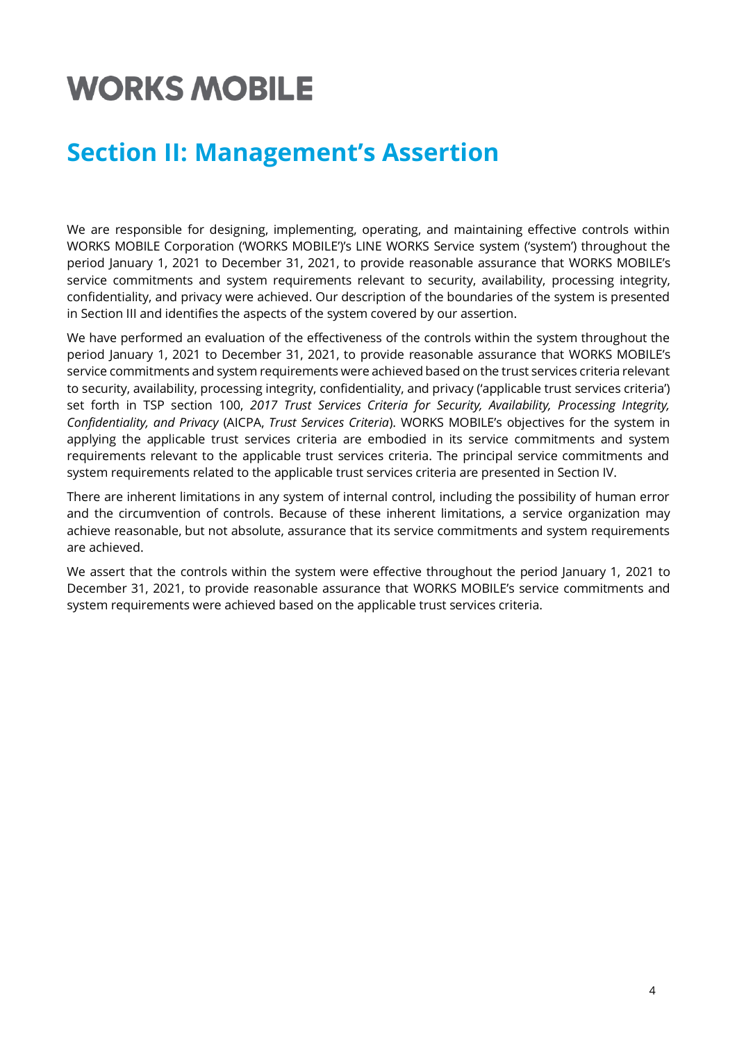# WORKS MOBILE

## Section II: Management's Assertion

We are responsible for designing, implementing, operating, and maintaining effective controls within WORKS MOBILE Corporation ('WORKS MOBILE')'s LINE WORKS Service system ('system') throughout the period January 1, 2021 to December 31, 2021, to provide reasonable assurance that WORKS MOBILE's service commitments and system requirements relevant to security, availability, processing integrity, confidentiality, and privacy were achieved. Our description of the boundaries of the system is presented in Section III and identifies the aspects of the system covered by our assertion.

We have performed an evaluation of the effectiveness of the controls within the system throughout the period January 1, 2021 to December 31, 2021, to provide reasonable assurance that WORKS MOBILE's service commitments and system requirements were achieved based on the trust services criteria relevant to security, availability, processing integrity, confidentiality, and privacy ('applicable trust services criteria') set forth in TSP section 100, *2017 Trust Services Criteria for Security, Availability, Processing Integrity, Confidentiality, and Privacy* (AICPA, *Trust Services Criteria*). WORKS MOBILE's objectives for the system in applying the applicable trust services criteria are embodied in its service commitments and system requirements relevant to the applicable trust services criteria. The principal service commitments and system requirements related to the applicable trust services criteria are presented in Section IV.

There are inherent limitations in any system of internal control, including the possibility of human error and the circumvention of controls. Because of these inherent limitations, a service organization may achieve reasonable, but not absolute, assurance that its service commitments and system requirements are achieved.

We assert that the controls within the system were effective throughout the period January 1, 2021 to December 31, 2021, to provide reasonable assurance that WORKS MOBILE's service commitments and system requirements were achieved based on the applicable trust services criteria.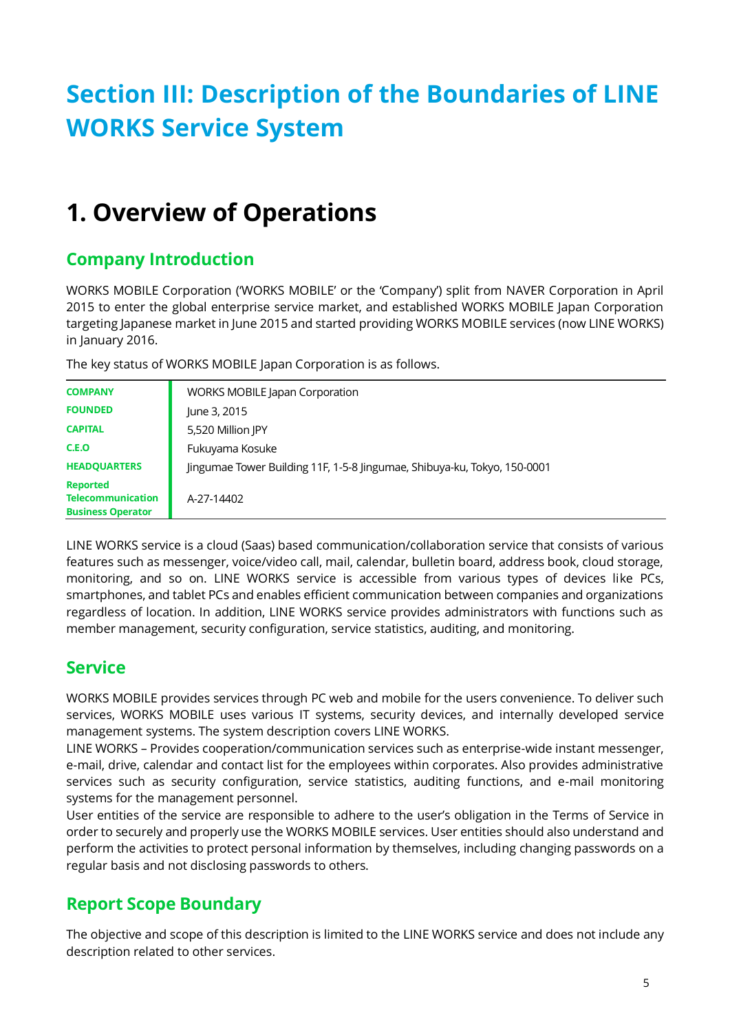# Section III: Description of the Boundaries of LINE WORKS Service System

## 1. Overview of Operations

### Company Introduction

WORKS MOBILE Corporation ('WORKS MOBILE' or the 'Company') split from NAVER Corporation in April 2015 to enter the global enterprise service market, and established WORKS MOBILE Japan Corporation targeting Japanese market in June 2015 and started providing WORKS MOBILE services (now LINE WORKS) in January 2016.

The key status of WORKS MOBILE Japan Corporation is as follows.

| | |
|---|---|
| **COMPANY** | WORKS MOBILE Japan Corporation |
| **FOUNDED** | June 3, 2015 |
| **CAPITAL** | 5,520 Million JPY |
| **C.E.O** | Fukuyama Kosuke |
| **HEADQUARTERS** | Jingumae Tower Building 11F, 1-5-8 Jingumae, Shibuya-ku, Tokyo, 150-0001 |
| **Reported Telecommunication Business Operator** | A-27-14402 |

LINE WORKS service is a cloud (Saas) based communication/collaboration service that consists of various features such as messenger, voice/video call, mail, calendar, bulletin board, address book, cloud storage, monitoring, and so on. LINE WORKS service is accessible from various types of devices like PCs, smartphones, and tablet PCs and enables efficient communication between companies and organizations regardless of location. In addition, LINE WORKS service provides administrators with functions such as member management, security configuration, service statistics, auditing, and monitoring.

### Service

WORKS MOBILE provides services through PC web and mobile for the users convenience. To deliver such services, WORKS MOBILE uses various IT systems, security devices, and internally developed service management systems. The system description covers LINE WORKS.

LINE WORKS – Provides cooperation/communication services such as enterprise-wide instant messenger, e-mail, drive, calendar and contact list for the employees within corporates. Also provides administrative services such as security configuration, service statistics, auditing functions, and e-mail monitoring systems for the management personnel.

User entities of the service are responsible to adhere to the user's obligation in the Terms of Service in order to securely and properly use the WORKS MOBILE services. User entities should also understand and perform the activities to protect personal information by themselves, including changing passwords on a regular basis and not disclosing passwords to others.

### Report Scope Boundary

The objective and scope of this description is limited to the LINE WORKS service and does not include any description related to other services.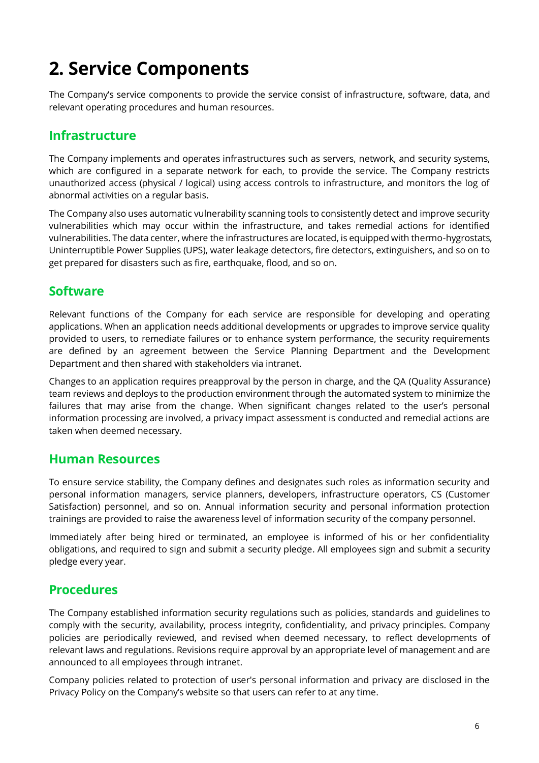# 2. Service Components

The Company's service components to provide the service consist of infrastructure, software, data, and relevant operating procedures and human resources.

## Infrastructure

The Company implements and operates infrastructures such as servers, network, and security systems, which are configured in a separate network for each, to provide the service. The Company restricts unauthorized access (physical / logical) using access controls to infrastructure, and monitors the log of abnormal activities on a regular basis.

The Company also uses automatic vulnerability scanning tools to consistently detect and improve security vulnerabilities which may occur within the infrastructure, and takes remedial actions for identified vulnerabilities. The data center, where the infrastructures are located, is equipped with thermo-hygrostats, Uninterruptible Power Supplies (UPS), water leakage detectors, fire detectors, extinguishers, and so on to get prepared for disasters such as fire, earthquake, flood, and so on.

## Software

Relevant functions of the Company for each service are responsible for developing and operating applications. When an application needs additional developments or upgrades to improve service quality provided to users, to remediate failures or to enhance system performance, the security requirements are defined by an agreement between the Service Planning Department and the Development Department and then shared with stakeholders via intranet.

Changes to an application requires preapproval by the person in charge, and the QA (Quality Assurance) team reviews and deploys to the production environment through the automated system to minimize the failures that may arise from the change. When significant changes related to the user's personal information processing are involved, a privacy impact assessment is conducted and remedial actions are taken when deemed necessary.

## Human Resources

To ensure service stability, the Company defines and designates such roles as information security and personal information managers, service planners, developers, infrastructure operators, CS (Customer Satisfaction) personnel, and so on. Annual information security and personal information protection trainings are provided to raise the awareness level of information security of the company personnel.

Immediately after being hired or terminated, an employee is informed of his or her confidentiality obligations, and required to sign and submit a security pledge. All employees sign and submit a security pledge every year.

## Procedures

The Company established information security regulations such as policies, standards and guidelines to comply with the security, availability, process integrity, confidentiality, and privacy principles. Company policies are periodically reviewed, and revised when deemed necessary, to reflect developments of relevant laws and regulations. Revisions require approval by an appropriate level of management and are announced to all employees through intranet.

Company policies related to protection of user's personal information and privacy are disclosed in the Privacy Policy on the Company's website so that users can refer to at any time.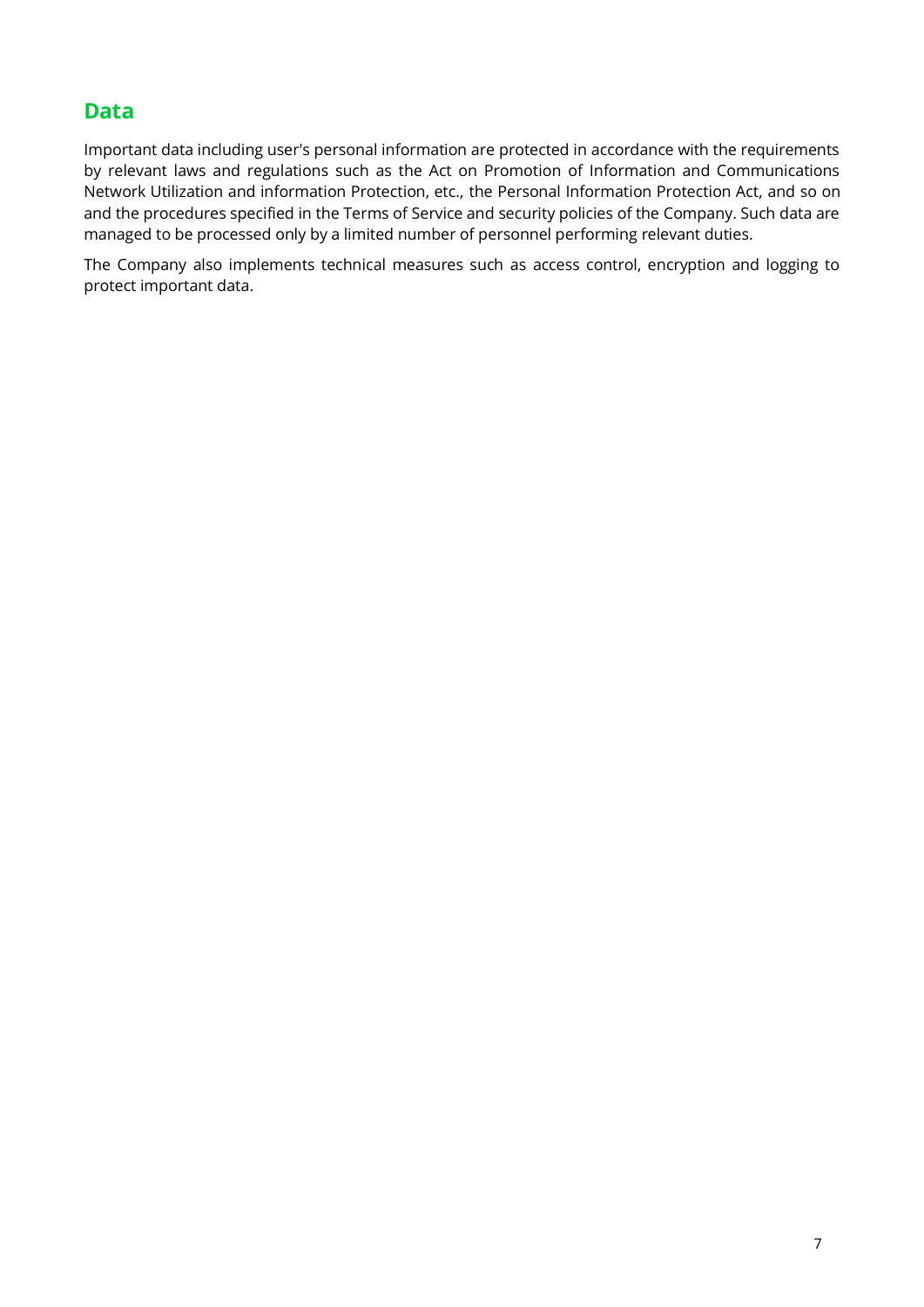## Data

Important data including user's personal information are protected in accordance with the requirements by relevant laws and regulations such as the Act on Promotion of Information and Communications Network Utilization and information Protection, etc., the Personal Information Protection Act, and so on and the procedures specified in the Terms of Service and security policies of the Company. Such data are managed to be processed only by a limited number of personnel performing relevant duties.

The Company also implements technical measures such as access control, encryption and logging to protect important data.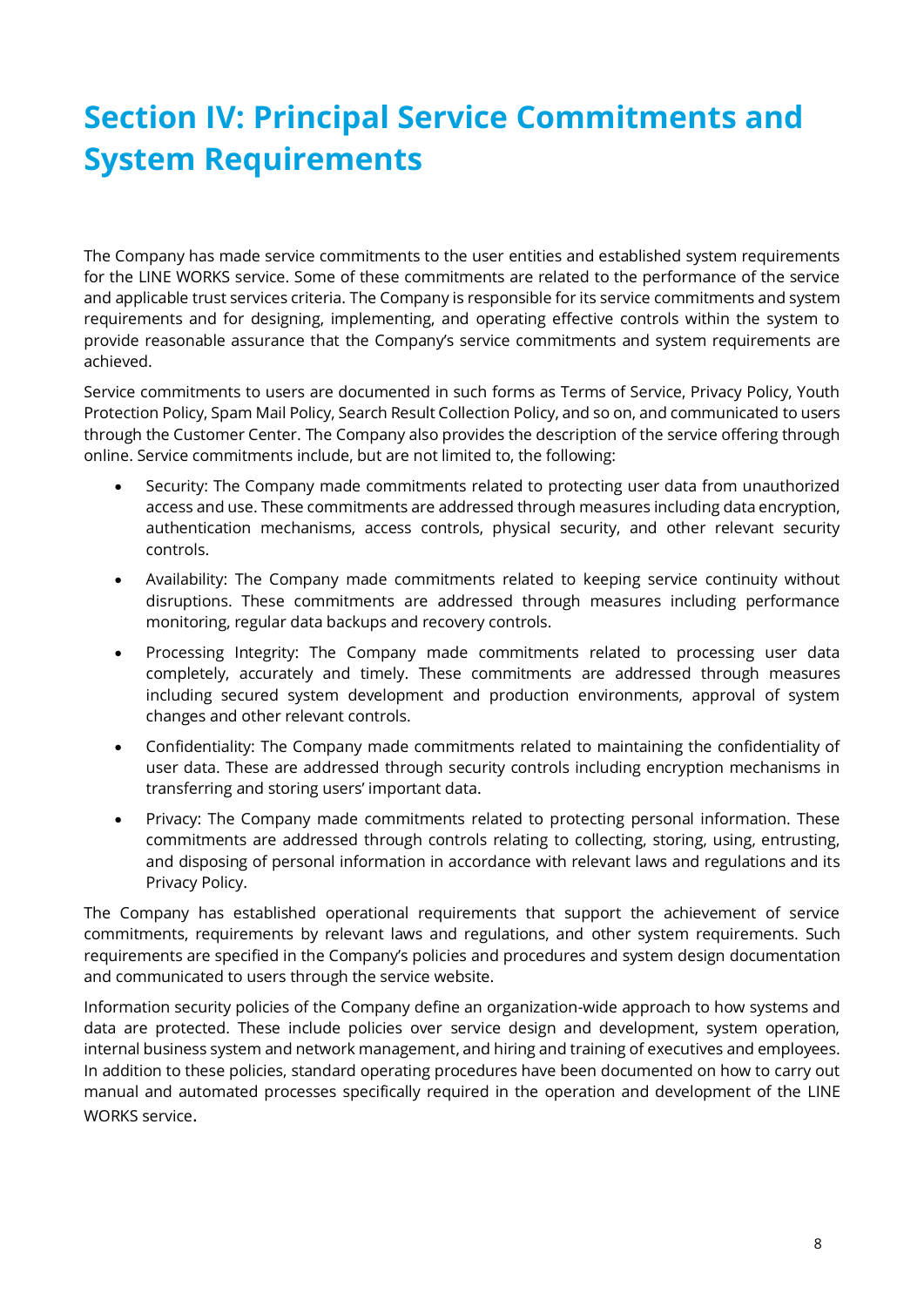# Section IV: Principal Service Commitments and System Requirements

The Company has made service commitments to the user entities and established system requirements for the LINE WORKS service. Some of these commitments are related to the performance of the service and applicable trust services criteria. The Company is responsible for its service commitments and system requirements and for designing, implementing, and operating effective controls within the system to provide reasonable assurance that the Company's service commitments and system requirements are achieved.

Service commitments to users are documented in such forms as Terms of Service, Privacy Policy, Youth Protection Policy, Spam Mail Policy, Search Result Collection Policy, and so on, and communicated to users through the Customer Center. The Company also provides the description of the service offering through online. Service commitments include, but are not limited to, the following:

- Security: The Company made commitments related to protecting user data from unauthorized access and use. These commitments are addressed through measures including data encryption, authentication mechanisms, access controls, physical security, and other relevant security controls.
- Availability: The Company made commitments related to keeping service continuity without disruptions. These commitments are addressed through measures including performance monitoring, regular data backups and recovery controls.
- Processing Integrity: The Company made commitments related to processing user data completely, accurately and timely. These commitments are addressed through measures including secured system development and production environments, approval of system changes and other relevant controls.
- Confidentiality: The Company made commitments related to maintaining the confidentiality of user data. These are addressed through security controls including encryption mechanisms in transferring and storing users' important data.
- Privacy: The Company made commitments related to protecting personal information. These commitments are addressed through controls relating to collecting, storing, using, entrusting, and disposing of personal information in accordance with relevant laws and regulations and its Privacy Policy.

The Company has established operational requirements that support the achievement of service commitments, requirements by relevant laws and regulations, and other system requirements. Such requirements are specified in the Company's policies and procedures and system design documentation and communicated to users through the service website.

Information security policies of the Company define an organization-wide approach to how systems and data are protected. These include policies over service design and development, system operation, internal business system and network management, and hiring and training of executives and employees. In addition to these policies, standard operating procedures have been documented on how to carry out manual and automated processes specifically required in the operation and development of the LINE WORKS service.